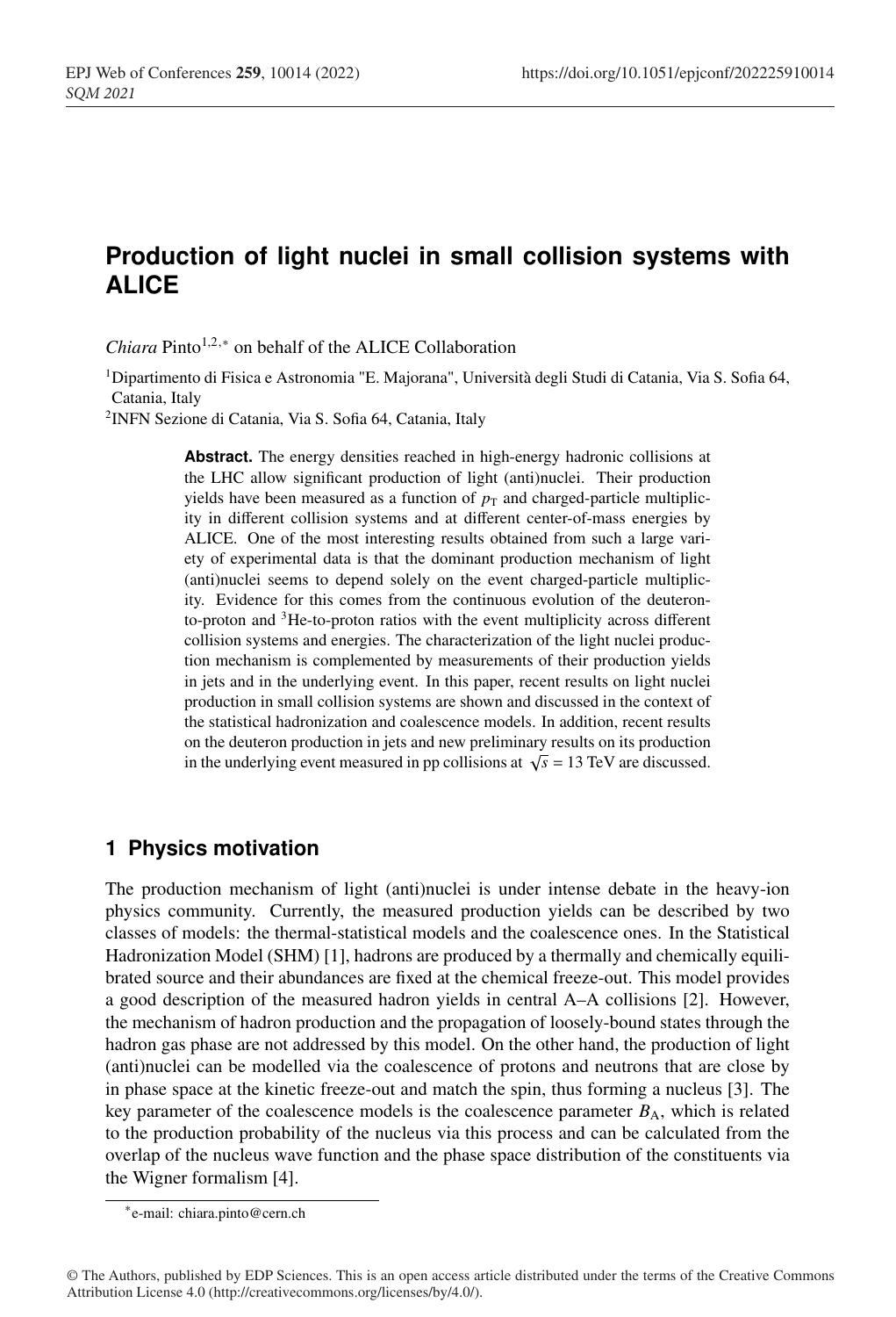# Production of light nuclei in small collision systems with ALICE

*Chiara* Pinto[1,2,*] on behalf of the ALICE Collaboration

[1]Dipartimento di Fisica e Astronomia "E. Majorana", Università degli Studi di Catania, Via S. Sofia 64, Catania, Italy

[2]INFN Sezione di Catania, Via S. Sofia 64, Catania, Italy

**Abstract.** The energy densities reached in high-energy hadronic collisions at the LHC allow significant production of light (anti)nuclei. Their production yields have been measured as a function of $p_{\mathrm{T}}$ and charged-particle multiplicity in different collision systems and at different center-of-mass energies by ALICE. One of the most interesting results obtained from such a large variety of experimental data is that the dominant production mechanism of light (anti)nuclei seems to depend solely on the event charged-particle multiplicity. Evidence for this comes from the continuous evolution of the deuteron-to-proton and $^{3}$He-to-proton ratios with the event multiplicity across different collision systems and energies. The characterization of the light nuclei production mechanism is complemented by measurements of their production yields in jets and in the underlying event. In this paper, recent results on light nuclei production in small collision systems are shown and discussed in the context of the statistical hadronization and coalescence models. In addition, recent results on the deuteron production in jets and new preliminary results on its production in the underlying event measured in pp collisions at $\sqrt{s}$ = 13 TeV are discussed.

## 1 Physics motivation

The production mechanism of light (anti)nuclei is under intense debate in the heavy-ion physics community. Currently, the measured production yields can be described by two classes of models: the thermal-statistical models and the coalescence ones. In the Statistical Hadronization Model (SHM) [1], hadrons are produced by a thermally and chemically equilibrated source and their abundances are fixed at the chemical freeze-out. This model provides a good description of the measured hadron yields in central A–A collisions [2]. However, the mechanism of hadron production and the propagation of loosely-bound states through the hadron gas phase are not addressed by this model. On the other hand, the production of light (anti)nuclei can be modelled via the coalescence of protons and neutrons that are close by in phase space at the kinetic freeze-out and match the spin, thus forming a nucleus [3]. The key parameter of the coalescence models is the coalescence parameter $B_{\mathrm{A}}$, which is related to the production probability of the nucleus via this process and can be calculated from the overlap of the nucleus wave function and the phase space distribution of the constituents via the Wigner formalism [4].

*e-mail: chiara.pinto@cern.ch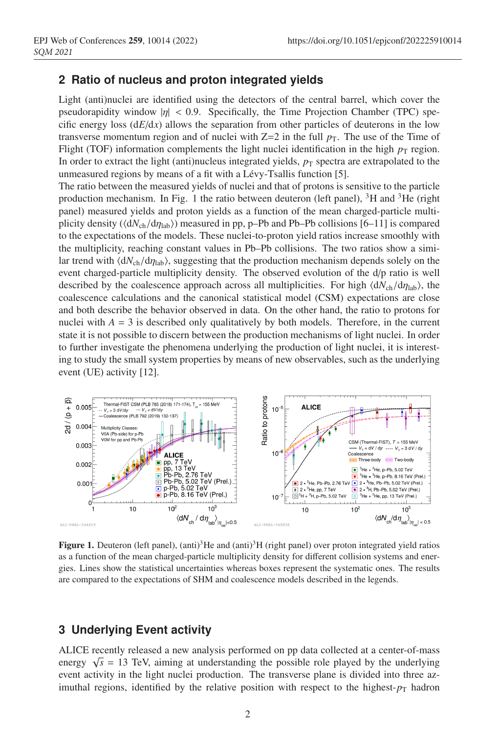## 2 Ratio of nucleus and proton integrated yields

Light (anti)nuclei are identified using the detectors of the central barrel, which cover the pseudorapidity window $|\eta| < 0.9$. Specifically, the Time Projection Chamber (TPC) specific energy loss ($\mathrm{d}E/\mathrm{d}x$) allows the separation from other particles of deuterons in the low transverse momentum region and of nuclei with Z=2 in the full $p_{\mathrm{T}}$. The use of the Time of Flight (TOF) information complements the light nuclei identification in the high $p_{\mathrm{T}}$ region. In order to extract the light (anti)nucleus integrated yields, $p_{\mathrm{T}}$ spectra are extrapolated to the unmeasured regions by means of a fit with a Lévy-Tsallis function [5].

The ratio between the measured yields of nuclei and that of protons is sensitive to the particle production mechanism. In Fig. 1 the ratio between deuteron (left panel), $^{3}$H and $^{3}$He (right panel) measured yields and proton yields as a function of the mean charged-particle multiplicity density ($\langle \mathrm{d}N_{\mathrm{ch}}/\mathrm{d}\eta_{\mathrm{lab}} \rangle$) measured in pp, p–Pb and Pb–Pb collisions [6–11] is compared to the expectations of the models. These nuclei-to-proton yield ratios increase smoothly with the multiplicity, reaching constant values in Pb–Pb collisions. The two ratios show a similar trend with $\langle \mathrm{d}N_{\mathrm{ch}}/\mathrm{d}\eta_{\mathrm{lab}} \rangle$, suggesting that the production mechanism depends solely on the event charged-particle multiplicity density. The observed evolution of the d/p ratio is well described by the coalescence approach across all multiplicities. For high $\langle \mathrm{d}N_{\mathrm{ch}}/\mathrm{d}\eta_{\mathrm{lab}} \rangle$, the coalescence calculations and the canonical statistical model (CSM) expectations are close and both describe the behavior observed in data. On the other hand, the ratio to protons for nuclei with $A = 3$ is described only qualitatively by both models. Therefore, in the current state it is not possible to discern between the production mechanisms of light nuclei. In order to further investigate the phenomena underlying the production of light nuclei, it is interesting to study the small system properties by means of new observables, such as the underlying event (UE) activity [12].

**Figure 1.** Deuteron (left panel), (anti)$^{3}$He and (anti)$^{3}$H (right panel) over proton integrated yield ratios as a function of the mean charged-particle multiplicity density for different collision systems and energies. Lines show the statistical uncertainties whereas boxes represent the systematic ones. The results are compared to the expectations of SHM and coalescence models described in the legends.

## 3 Underlying Event activity

ALICE recently released a new analysis performed on pp data collected at a center-of-mass energy $\sqrt{s} = 13$ TeV, aiming at understanding the possible role played by the underlying event activity in the light nuclei production. The transverse plane is divided into three azimuthal regions, identified by the relative position with respect to the highest-$p_{\mathrm{T}}$ hadron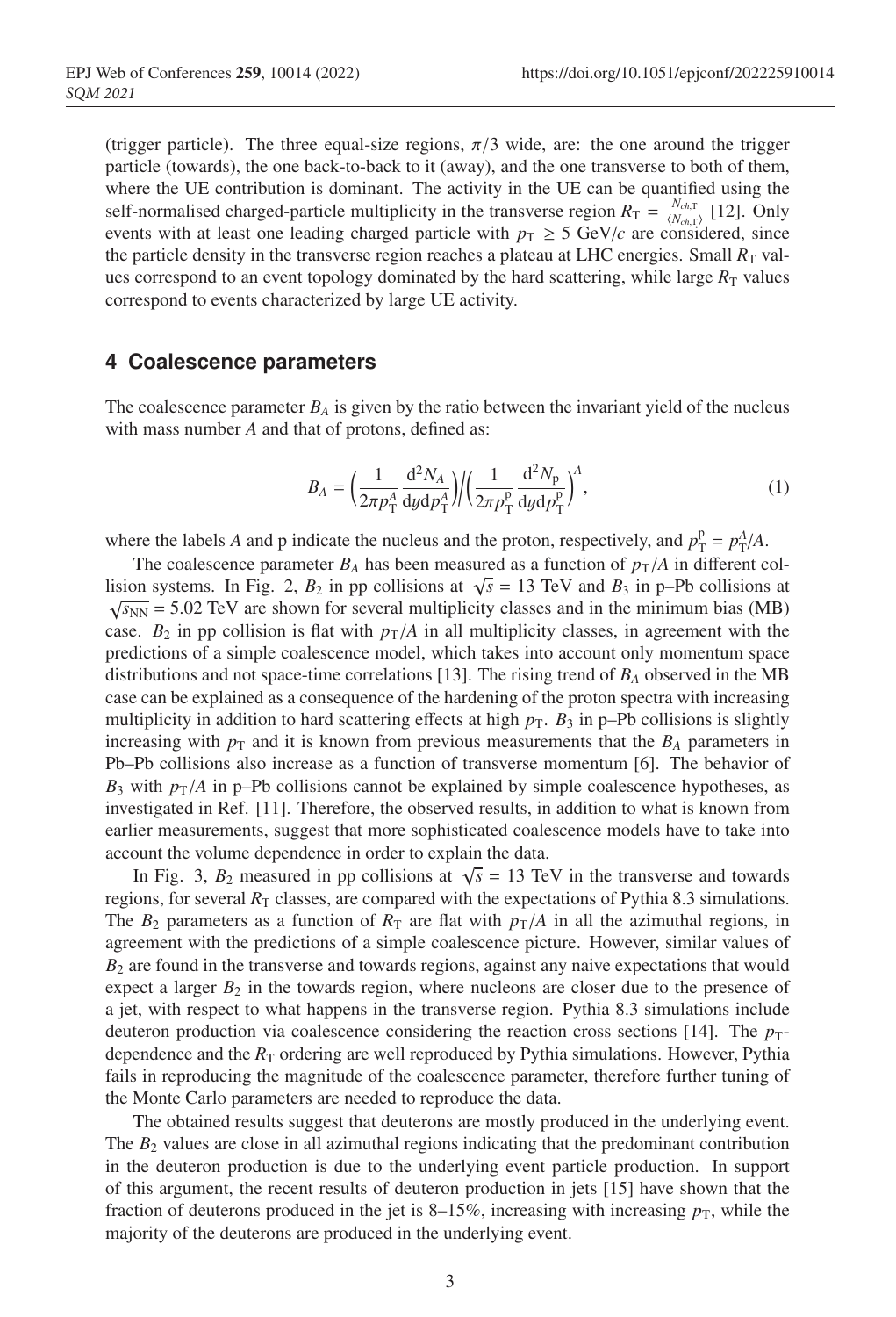(trigger particle). The three equal-size regions, $\pi/3$ wide, are: the one around the trigger particle (towards), the one back-to-back to it (away), and the one transverse to both of them, where the UE contribution is dominant. The activity in the UE can be quantified using the self-normalised charged-particle multiplicity in the transverse region $R_\mathrm{T} = \frac{N_{ch,\mathrm{T}}}{\langle N_{ch,\mathrm{T}} \rangle}$ [12]. Only events with at least one leading charged particle with $p_\mathrm{T} \geq 5$ GeV/$c$ are considered, since the particle density in the transverse region reaches a plateau at LHC energies. Small $R_\mathrm{T}$ values correspond to an event topology dominated by the hard scattering, while large $R_\mathrm{T}$ values correspond to events characterized by large UE activity.

## 4 Coalescence parameters

The coalescence parameter $B_A$ is given by the ratio between the invariant yield of the nucleus with mass number $A$ and that of protons, defined as:

$$B_A = \left( \frac{1}{2\pi p_\mathrm{T}^A} \frac{\mathrm{d}^2 N_A}{\mathrm{d}y \mathrm{d}p_\mathrm{T}^A} \right) \Big/ \left( \frac{1}{2\pi p_\mathrm{T}^\mathrm{p}} \frac{\mathrm{d}^2 N_\mathrm{p}}{\mathrm{d}y \mathrm{d}p_\mathrm{T}^\mathrm{p}} \right)^A, \tag{1}$$

where the labels $A$ and p indicate the nucleus and the proton, respectively, and $p_\mathrm{T}^\mathrm{p} = p_\mathrm{T}^A/A$.

The coalescence parameter $B_A$ has been measured as a function of $p_\mathrm{T}/A$ in different collision systems. In Fig. 2, $B_2$ in pp collisions at $\sqrt{s} = 13$ TeV and $B_3$ in p–Pb collisions at $\sqrt{s_\mathrm{NN}} = 5.02$ TeV are shown for several multiplicity classes and in the minimum bias (MB) case. $B_2$ in pp collision is flat with $p_\mathrm{T}/A$ in all multiplicity classes, in agreement with the predictions of a simple coalescence model, which takes into account only momentum space distributions and not space-time correlations [13]. The rising trend of $B_A$ observed in the MB case can be explained as a consequence of the hardening of the proton spectra with increasing multiplicity in addition to hard scattering effects at high $p_\mathrm{T}$. $B_3$ in p–Pb collisions is slightly increasing with $p_\mathrm{T}$ and it is known from previous measurements that the $B_A$ parameters in Pb–Pb collisions also increase as a function of transverse momentum [6]. The behavior of $B_3$ with $p_\mathrm{T}/A$ in p–Pb collisions cannot be explained by simple coalescence hypotheses, as investigated in Ref. [11]. Therefore, the observed results, in addition to what is known from earlier measurements, suggest that more sophisticated coalescence models have to take into account the volume dependence in order to explain the data.

In Fig. 3, $B_2$ measured in pp collisions at $\sqrt{s} = 13$ TeV in the transverse and towards regions, for several $R_\mathrm{T}$ classes, are compared with the expectations of Pythia 8.3 simulations. The $B_2$ parameters as a function of $R_\mathrm{T}$ are flat with $p_\mathrm{T}/A$ in all the azimuthal regions, in agreement with the predictions of a simple coalescence picture. However, similar values of $B_2$ are found in the transverse and towards regions, against any naive expectations that would expect a larger $B_2$ in the towards region, where nucleons are closer due to the presence of a jet, with respect to what happens in the transverse region. Pythia 8.3 simulations include deuteron production via coalescence considering the reaction cross sections [14]. The $p_\mathrm{T}$-dependence and the $R_\mathrm{T}$ ordering are well reproduced by Pythia simulations. However, Pythia fails in reproducing the magnitude of the coalescence parameter, therefore further tuning of the Monte Carlo parameters are needed to reproduce the data.

The obtained results suggest that deuterons are mostly produced in the underlying event. The $B_2$ values are close in all azimuthal regions indicating that the predominant contribution in the deuteron production is due to the underlying event particle production. In support of this argument, the recent results of deuteron production in jets [15] have shown that the fraction of deuterons produced in the jet is 8–15%, increasing with increasing $p_\mathrm{T}$, while the majority of the deuterons are produced in the underlying event.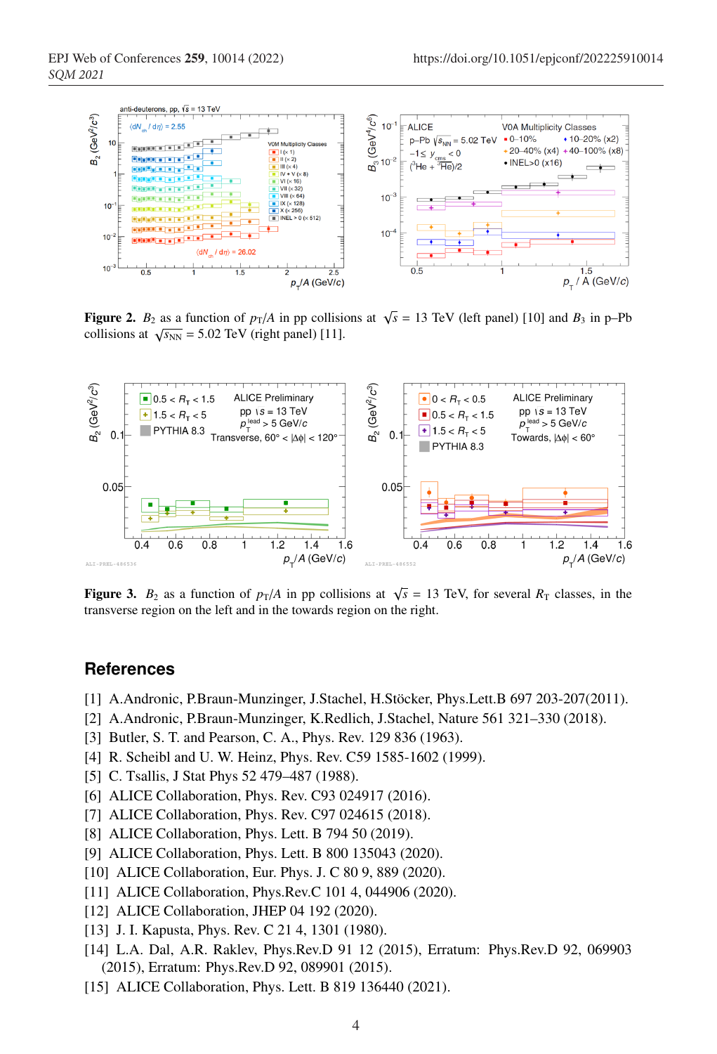anti-deuterons, pp, $\sqrt{s}$ = 13 TeV

$\langle dN_{ch}/d\eta \rangle$ = 2.55

V0M Multiplicity Classes

I (× 1)
II (× 2)
III (× 4)
IV + V (× 8)
VI (× 16)
VII (× 32)
VIII (× 64)
IX (× 128)
X (× 256)
INEL > 0 (× 512)

$\langle dN_{ch}/d\eta \rangle$ = 26.02

$B_2$ (GeV$^2$/$c^3$)

$p_T/A$ (GeV/$c$)

ALICE

p–Pb $\sqrt{s_{NN}}$ = 5.02 TeV

$-1 \leq y_{cms} < 0$

($^3$He + $^3\overline{\text{He}}$)/2

V0A Multiplicity Classes

0–10%
10–20% (x2)
20–40% (x4)
40–100% (x8)
INEL>0 (x16)

$B_3$ (GeV$^4$/$c^6$)

$p_T$ / A (GeV/$c$)

**Figure 2.** $B_2$ as a function of $p_T/A$ in pp collisions at $\sqrt{s}$ = 13 TeV (left panel) [10] and $B_3$ in p–Pb collisions at $\sqrt{s_{NN}}$ = 5.02 TeV (right panel) [11].

$0.5 < R_T < 1.5$
$1.5 < R_T < 5$
PYTHIA 8.3

ALICE Preliminary
pp $\sqrt{s}$ = 13 TeV
$p_T^{lead}$ > 5 GeV/$c$
Transverse, 60° < |Δφ| < 120°

$B_2$ (GeV$^2$/$c^3$)

$p_T/A$ (GeV/$c$)

ALI-PREL-486536

$0 < R_T < 0.5$
$0.5 < R_T < 1.5$
$1.5 < R_T < 5$
PYTHIA 8.3

ALICE Preliminary
pp $\sqrt{s}$ = 13 TeV
$p_T^{lead}$ > 5 GeV/$c$
Towards, |Δφ| < 60°

$B_2$ (GeV$^2$/$c^3$)

$p_T/A$ (GeV/$c$)

ALI-PREL-486552

**Figure 3.** $B_2$ as a function of $p_T/A$ in pp collisions at $\sqrt{s}$ = 13 TeV, for several $R_T$ classes, in the transverse region on the left and in the towards region on the right.

## References

[1] A.Andronic, P.Braun-Munzinger, J.Stachel, H.Stöcker, Phys.Lett.B 697 203-207(2011).

[2] A.Andronic, P.Braun-Munzinger, K.Redlich, J.Stachel, Nature 561 321–330 (2018).

[3] Butler, S. T. and Pearson, C. A., Phys. Rev. 129 836 (1963).

[4] R. Scheibl and U. W. Heinz, Phys. Rev. C59 1585-1602 (1999).

[5] C. Tsallis, J Stat Phys 52 479–487 (1988).

[6] ALICE Collaboration, Phys. Rev. C93 024917 (2016).

[7] ALICE Collaboration, Phys. Rev. C97 024615 (2018).

[8] ALICE Collaboration, Phys. Lett. B 794 50 (2019).

[9] ALICE Collaboration, Phys. Lett. B 800 135043 (2020).

[10] ALICE Collaboration, Eur. Phys. J. C 80 9, 889 (2020).

[11] ALICE Collaboration, Phys.Rev.C 101 4, 044906 (2020).

[12] ALICE Collaboration, JHEP 04 192 (2020).

[13] J. I. Kapusta, Phys. Rev. C 21 4, 1301 (1980).

[14] L.A. Dal, A.R. Raklev, Phys.Rev.D 91 12 (2015), Erratum: Phys.Rev.D 92, 069903 (2015), Erratum: Phys.Rev.D 92, 089901 (2015).

[15] ALICE Collaboration, Phys. Lett. B 819 136440 (2021).